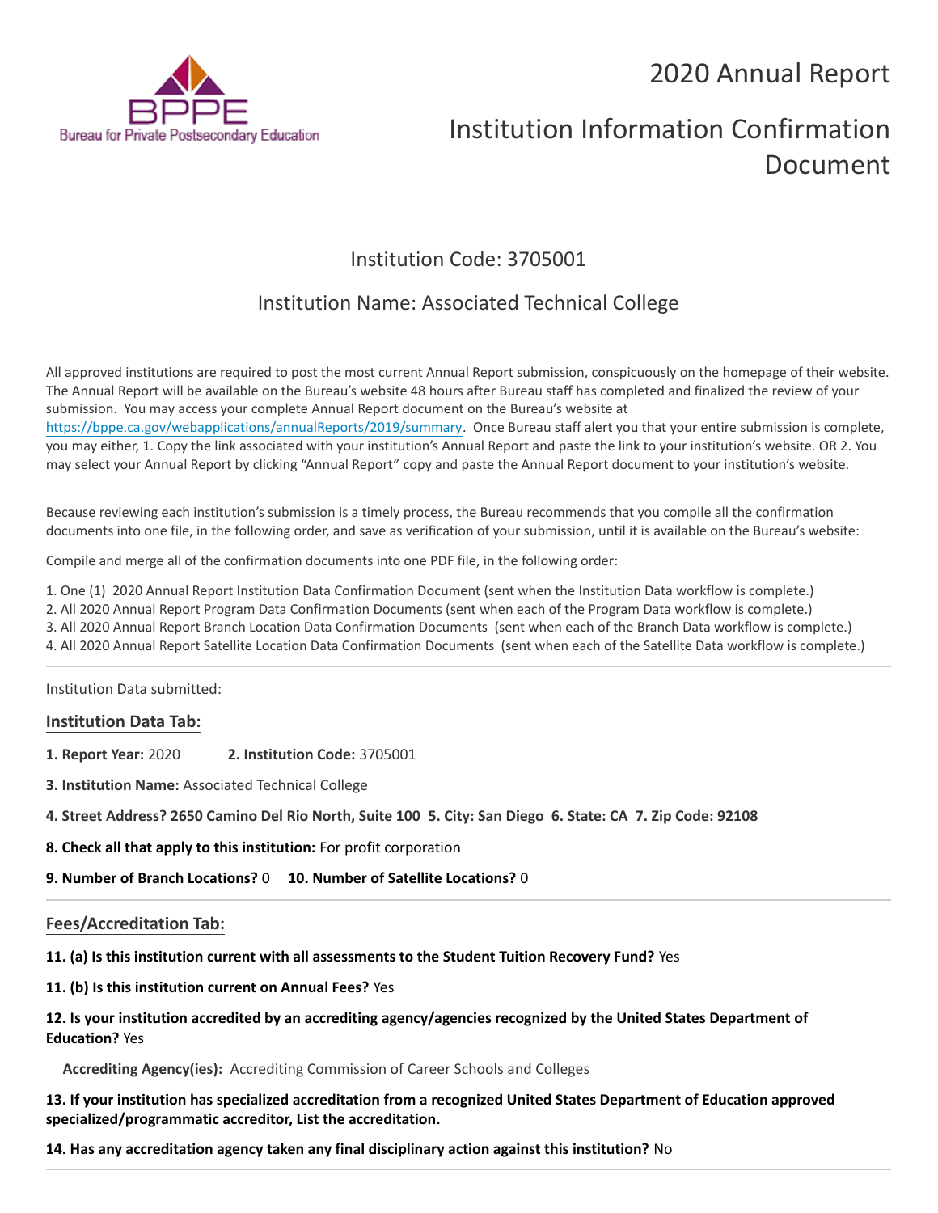Bureau for Private Postsecondary Education

# 2020 Annual Report

# Institution Information Confirmation Document

## Institution Code: 3705001

## Institution Name: Associated Technical College

All approved institutions are required to post the most current Annual Report submission, conspicuously on the homepage of their website. The Annual Report will be available on the Bureau's website 48 hours after Bureau staff has completed and finalized the review of your submission. You may access your complete Annual Report document on the Bureau's website at https://bppe.ca.gov/webapplications/annualReports/2019/summary. Once Bureau staff alert you that your entire submission is complete, you may either, 1. Copy the link associated with your institution's Annual Report and paste the link to your institution's website. OR 2. You may select your Annual Report by clicking "Annual Report" copy and paste the Annual Report document to your institution's website.

Because reviewing each institution's submission is a timely process, the Bureau recommends that you compile all the confirmation documents into one file, in the following order, and save as verification of your submission, until it is available on the Bureau's website:

Compile and merge all of the confirmation documents into one PDF file, in the following order:

1. One (1) 2020 Annual Report Institution Data Confirmation Document (sent when the Institution Data workflow is complete.)
2. All 2020 Annual Report Program Data Confirmation Documents (sent when each of the Program Data workflow is complete.)
3. All 2020 Annual Report Branch Location Data Confirmation Documents (sent when each of the Branch Data workflow is complete.)
4. All 2020 Annual Report Satellite Location Data Confirmation Documents (sent when each of the Satellite Data workflow is complete.)

---

Institution Data submitted:

### Institution Data Tab:

**1. Report Year:** 2020 **2. Institution Code:** 3705001

**3. Institution Name:** Associated Technical College

**4. Street Address? 2650 Camino Del Rio North, Suite 100 5. City: San Diego 6. State: CA 7. Zip Code: 92108**

**8. Check all that apply to this institution:** For profit corporation

**9. Number of Branch Locations?** 0 **10. Number of Satellite Locations?** 0

---

### Fees/Accreditation Tab:

**11. (a) Is this institution current with all assessments to the Student Tuition Recovery Fund?** Yes

**11. (b) Is this institution current on Annual Fees?** Yes

**12. Is your institution accredited by an accrediting agency/agencies recognized by the United States Department of Education?** Yes

**Accrediting Agency(ies):** Accrediting Commission of Career Schools and Colleges

**13. If your institution has specialized accreditation from a recognized United States Department of Education approved specialized/programmatic accreditor, List the accreditation.**

**14. Has any accreditation agency taken any final disciplinary action against this institution?** No

---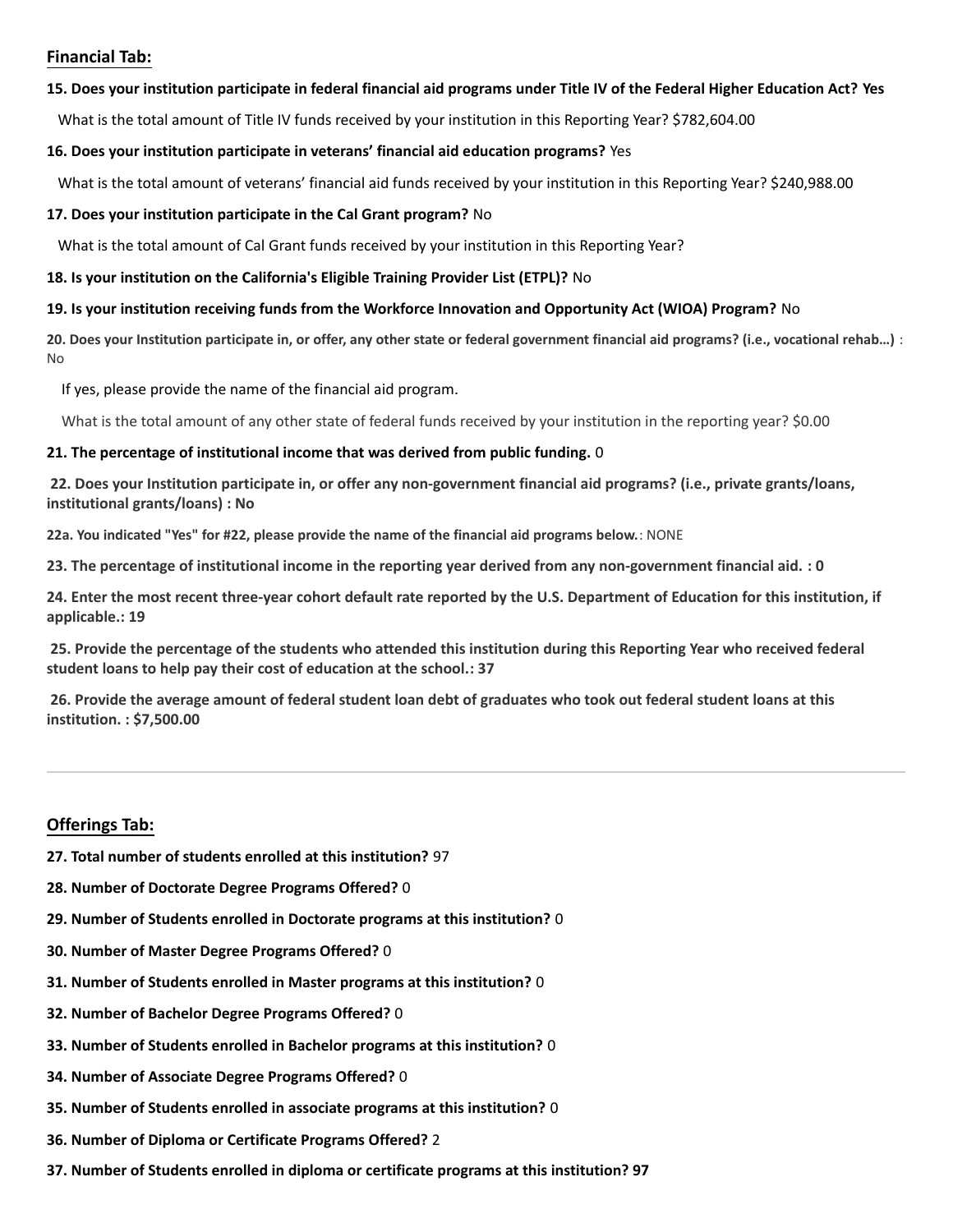## Financial Tab:

**15. Does your institution participate in federal financial aid programs under Title IV of the Federal Higher Education Act? Yes**

What is the total amount of Title IV funds received by your institution in this Reporting Year? $782,604.00

**16. Does your institution participate in veterans' financial aid education programs?** Yes

What is the total amount of veterans' financial aid funds received by your institution in this Reporting Year? $240,988.00

**17. Does your institution participate in the Cal Grant program?** No

What is the total amount of Cal Grant funds received by your institution in this Reporting Year?

**18. Is your institution on the California's Eligible Training Provider List (ETPL)?** No

**19. Is your institution receiving funds from the Workforce Innovation and Opportunity Act (WIOA) Program?** No

**20. Does your Institution participate in, or offer, any other state or federal government financial aid programs? (i.e., vocational rehab…)** : No

If yes, please provide the name of the financial aid program.

What is the total amount of any other state of federal funds received by your institution in the reporting year? $0.00

**21. The percentage of institutional income that was derived from public funding.** 0

**22. Does your Institution participate in, or offer any non-government financial aid programs? (i.e., private grants/loans, institutional grants/loans) : No**

**22a. You indicated "Yes" for #22, please provide the name of the financial aid programs below.**: NONE

**23. The percentage of institutional income in the reporting year derived from any non-government financial aid. : 0**

**24. Enter the most recent three-year cohort default rate reported by the U.S. Department of Education for this institution, if applicable.: 19**

**25. Provide the percentage of the students who attended this institution during this Reporting Year who received federal student loans to help pay their cost of education at the school.: 37**

**26. Provide the average amount of federal student loan debt of graduates who took out federal student loans at this institution. : $7,500.00**

---

## Offerings Tab:

**27. Total number of students enrolled at this institution?** 97

**28. Number of Doctorate Degree Programs Offered?** 0

**29. Number of Students enrolled in Doctorate programs at this institution?** 0

**30. Number of Master Degree Programs Offered?** 0

**31. Number of Students enrolled in Master programs at this institution?** 0

**32. Number of Bachelor Degree Programs Offered?** 0

**33. Number of Students enrolled in Bachelor programs at this institution?** 0

**34. Number of Associate Degree Programs Offered?** 0

**35. Number of Students enrolled in associate programs at this institution?** 0

**36. Number of Diploma or Certificate Programs Offered?** 2

**37. Number of Students enrolled in diploma or certificate programs at this institution? 97**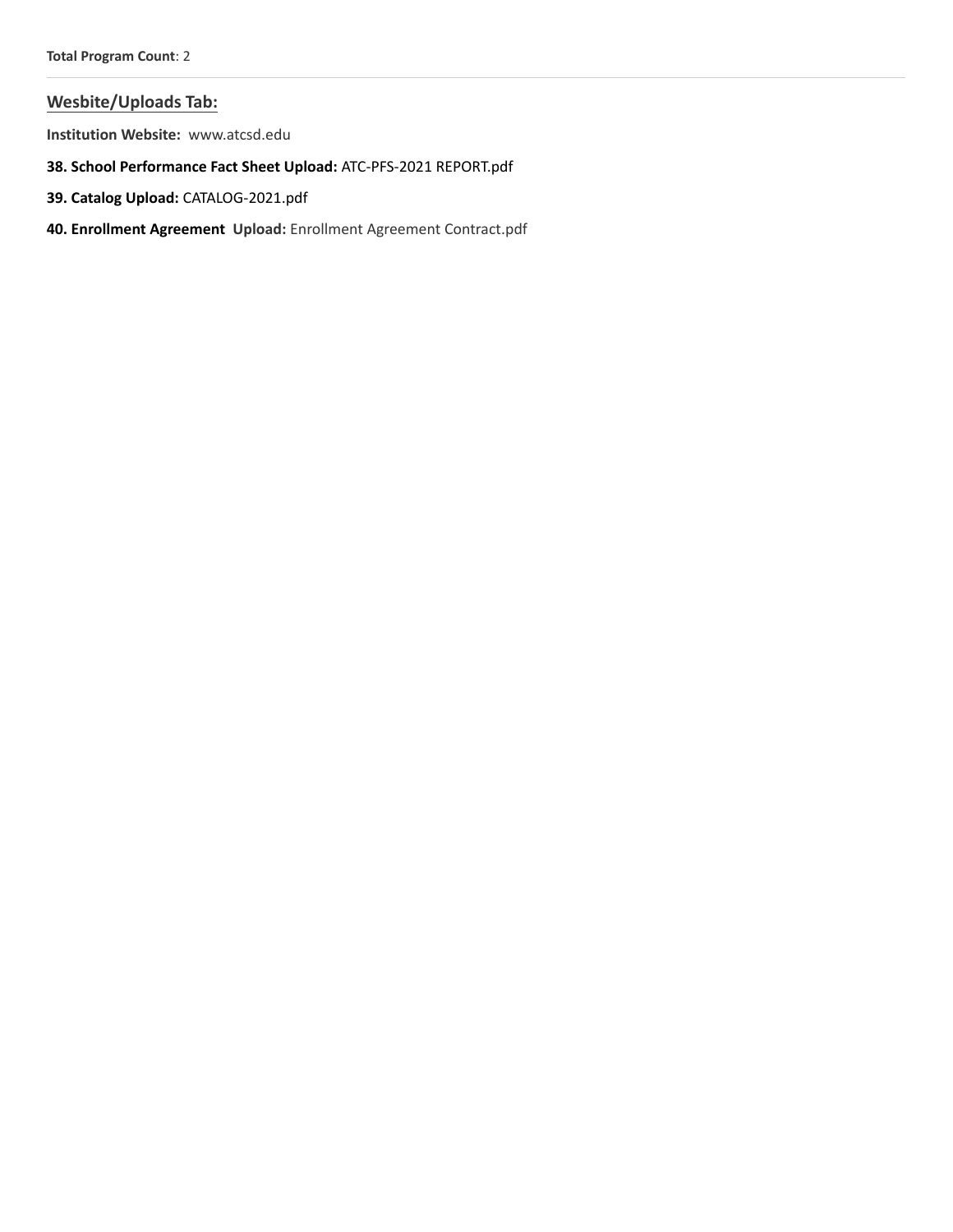**Total Program Count**: 2

---

## Wesbite/Uploads Tab:

**Institution Website:** www.atcsd.edu

**38. School Performance Fact Sheet Upload:** ATC-PFS-2021 REPORT.pdf

**39. Catalog Upload:** CATALOG-2021.pdf

**40. Enrollment Agreement Upload:** Enrollment Agreement Contract.pdf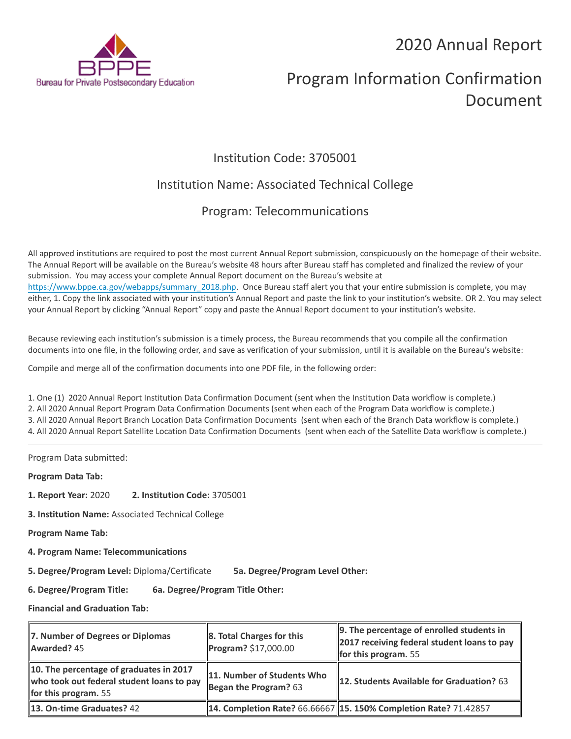# 2020 Annual Report

# Program Information Confirmation Document

## Institution Code: 3705001

## Institution Name: Associated Technical College

## Program: Telecommunications

All approved institutions are required to post the most current Annual Report submission, conspicuously on the homepage of their website. The Annual Report will be available on the Bureau's website 48 hours after Bureau staff has completed and finalized the review of your submission. You may access your complete Annual Report document on the Bureau's website at https://www.bppe.ca.gov/webapps/summary_2018.php. Once Bureau staff alert you that your entire submission is complete, you may either, 1. Copy the link associated with your institution's Annual Report and paste the link to your institution's website. OR 2. You may select your Annual Report by clicking "Annual Report" copy and paste the Annual Report document to your institution's website.

Because reviewing each institution's submission is a timely process, the Bureau recommends that you compile all the confirmation documents into one file, in the following order, and save as verification of your submission, until it is available on the Bureau's website:

Compile and merge all of the confirmation documents into one PDF file, in the following order:

1. One (1) 2020 Annual Report Institution Data Confirmation Document (sent when the Institution Data workflow is complete.)
2. All 2020 Annual Report Program Data Confirmation Documents (sent when each of the Program Data workflow is complete.)
3. All 2020 Annual Report Branch Location Data Confirmation Documents (sent when each of the Branch Data workflow is complete.)
4. All 2020 Annual Report Satellite Location Data Confirmation Documents (sent when each of the Satellite Data workflow is complete.)

---

Program Data submitted:

**Program Data Tab:**

**1. Report Year:** 2020 **2. Institution Code:** 3705001

**3. Institution Name:** Associated Technical College

**Program Name Tab:**

**4. Program Name: Telecommunications**

**5. Degree/Program Level:** Diploma/Certificate **5a. Degree/Program Level Other:**

**6. Degree/Program Title:** **6a. Degree/Program Title Other:**

**Financial and Graduation Tab:**

| | | |
|---|---|---|
| **7. Number of Degrees or Diplomas Awarded?** 45 | **8. Total Charges for this Program?** $17,000.00 | **9. The percentage of enrolled students in 2017 receiving federal student loans to pay for this program.** 55 |
| **10. The percentage of graduates in 2017 who took out federal student loans to pay for this program.** 55 | **11. Number of Students Who Began the Program?** 63 | **12. Students Available for Graduation?** 63 |
| **13. On-time Graduates?** 42 | **14. Completion Rate?** 66.66667 | **15. 150% Completion Rate?** 71.42857 |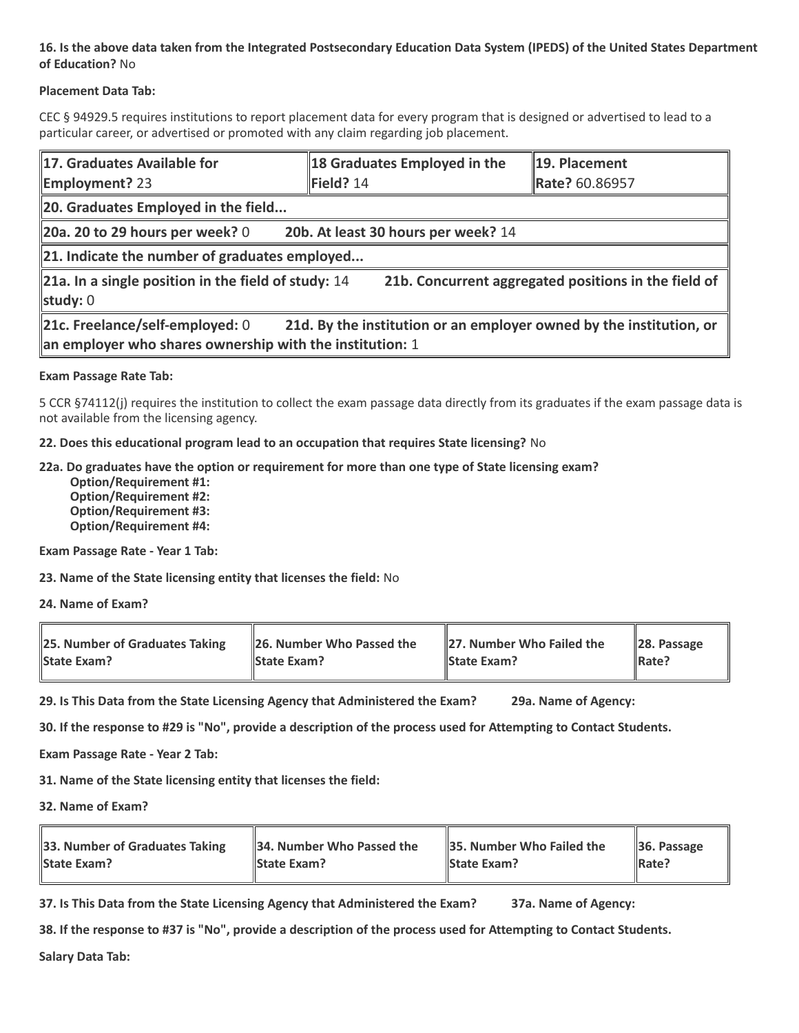**16. Is the above data taken from the Integrated Postsecondary Education Data System (IPEDS) of the United States Department of Education?** No

**Placement Data Tab:**

CEC § 94929.5 requires institutions to report placement data for every program that is designed or advertised to lead to a particular career, or advertised or promoted with any claim regarding job placement.

| **17. Graduates Available for Employment?** 23 | **18 Graduates Employed in the Field?** 14 | **19. Placement Rate?** 60.86957 |
|---|---|---|
| **20. Graduates Employed in the field...** | | |
| **20a. 20 to 29 hours per week?** 0 **20b. At least 30 hours per week?** 14 | | |
| **21. Indicate the number of graduates employed...** | | |
| **21a. In a single position in the field of study:** 14 **21b. Concurrent aggregated positions in the field of study:** 0 | | |
| **21c. Freelance/self-employed:** 0 **21d. By the institution or an employer owned by the institution, or an employer who shares ownership with the institution:** 1 | | |

**Exam Passage Rate Tab:**

5 CCR §74112(j) requires the institution to collect the exam passage data directly from its graduates if the exam passage data is not available from the licensing agency.

**22. Does this educational program lead to an occupation that requires State licensing?** No

**22a. Do graduates have the option or requirement for more than one type of State licensing exam?**
- **Option/Requirement #1:**
- **Option/Requirement #2:**
- **Option/Requirement #3:**
- **Option/Requirement #4:**

**Exam Passage Rate - Year 1 Tab:**

**23. Name of the State licensing entity that licenses the field:** No

**24. Name of Exam?**

| **25. Number of Graduates Taking State Exam?** | **26. Number Who Passed the State Exam?** | **27. Number Who Failed the State Exam?** | **28. Passage Rate?** |
|---|---|---|---|

**29. Is This Data from the State Licensing Agency that Administered the Exam?** **29a. Name of Agency:**

**30. If the response to #29 is "No", provide a description of the process used for Attempting to Contact Students.**

**Exam Passage Rate - Year 2 Tab:**

**31. Name of the State licensing entity that licenses the field:**

**32. Name of Exam?**

| **33. Number of Graduates Taking State Exam?** | **34. Number Who Passed the State Exam?** | **35. Number Who Failed the State Exam?** | **36. Passage Rate?** |
|---|---|---|---|

**37. Is This Data from the State Licensing Agency that Administered the Exam?** **37a. Name of Agency:**

**38. If the response to #37 is "No", provide a description of the process used for Attempting to Contact Students.**

**Salary Data Tab:**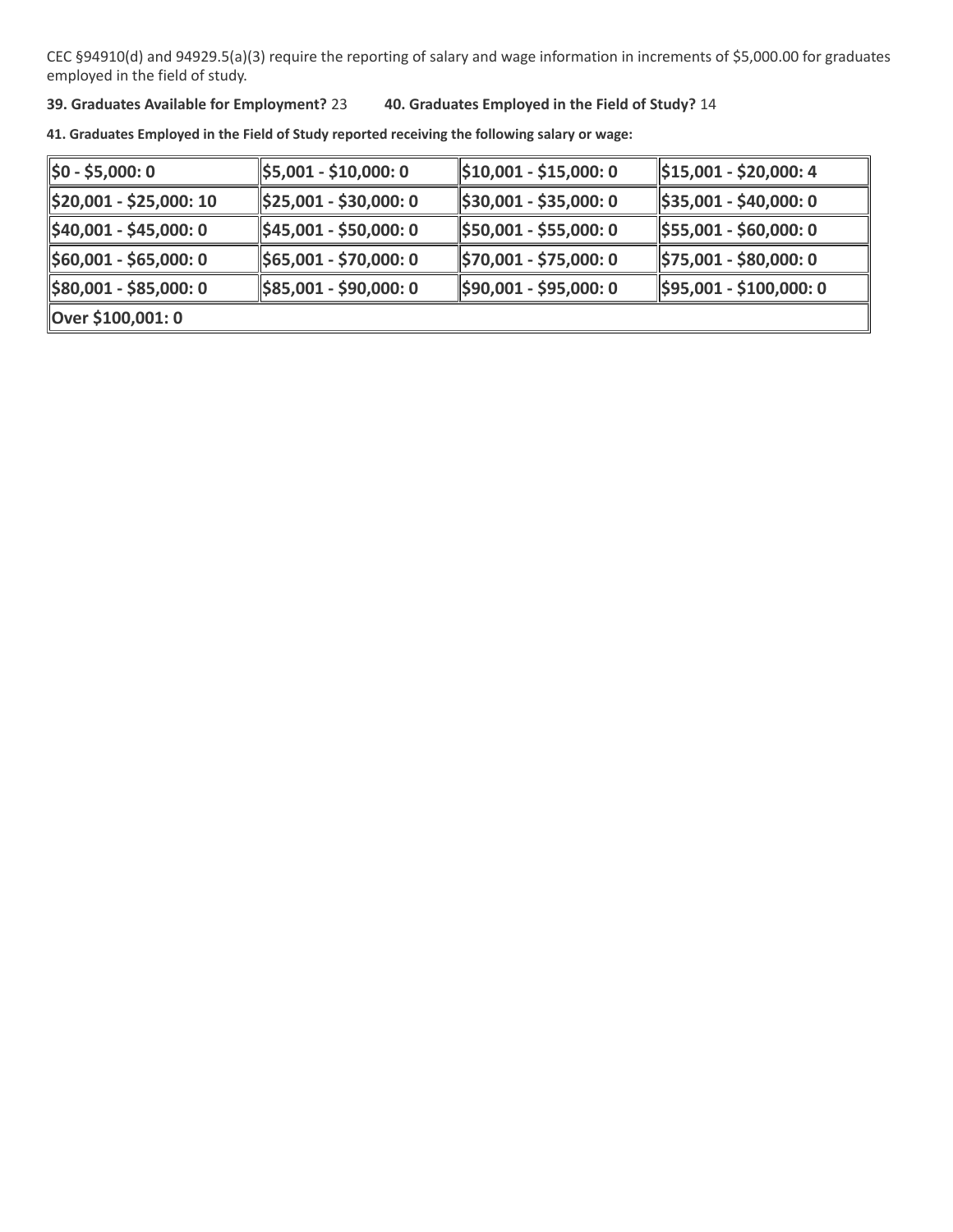CEC §94910(d) and 94929.5(a)(3) require the reporting of salary and wage information in increments of $5,000.00 for graduates employed in the field of study.

**39. Graduates Available for Employment?** 23 **40. Graduates Employed in the Field of Study?** 14

**41. Graduates Employed in the Field of Study reported receiving the following salary or wage:**

| | | | |
|---|---|---|---|
| **$0 - $5,000: 0** | **$5,001 - $10,000: 0** | **$10,001 - $15,000: 0** | **$15,001 - $20,000: 4** |
| **$20,001 - $25,000: 10** | **$25,001 - $30,000: 0** | **$30,001 - $35,000: 0** | **$35,001 - $40,000: 0** |
| **$40,001 - $45,000: 0** | **$45,001 - $50,000: 0** | **$50,001 - $55,000: 0** | **$55,001 - $60,000: 0** |
| **$60,001 - $65,000: 0** | **$65,001 - $70,000: 0** | **$70,001 - $75,000: 0** | **$75,001 - $80,000: 0** |
| **$80,001 - $85,000: 0** | **$85,001 - $90,000: 0** | **$90,001 - $95,000: 0** | **$95,001 - $100,000: 0** |
| **Over $100,001: 0** | | | |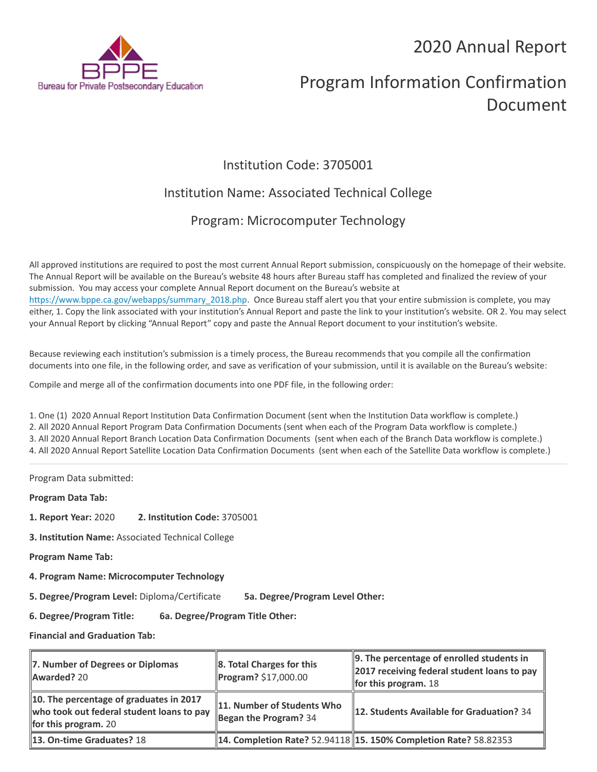# 2020 Annual Report

# Program Information Confirmation Document

## Institution Code: 3705001

## Institution Name: Associated Technical College

## Program: Microcomputer Technology

All approved institutions are required to post the most current Annual Report submission, conspicuously on the homepage of their website. The Annual Report will be available on the Bureau's website 48 hours after Bureau staff has completed and finalized the review of your submission. You may access your complete Annual Report document on the Bureau's website at https://www.bppe.ca.gov/webapps/summary_2018.php. Once Bureau staff alert you that your entire submission is complete, you may either, 1. Copy the link associated with your institution's Annual Report and paste the link to your institution's website. OR 2. You may select your Annual Report by clicking "Annual Report" copy and paste the Annual Report document to your institution's website.

Because reviewing each institution's submission is a timely process, the Bureau recommends that you compile all the confirmation documents into one file, in the following order, and save as verification of your submission, until it is available on the Bureau's website:

Compile and merge all of the confirmation documents into one PDF file, in the following order:

1. One (1) 2020 Annual Report Institution Data Confirmation Document (sent when the Institution Data workflow is complete.)
2. All 2020 Annual Report Program Data Confirmation Documents (sent when each of the Program Data workflow is complete.)
3. All 2020 Annual Report Branch Location Data Confirmation Documents (sent when each of the Branch Data workflow is complete.)
4. All 2020 Annual Report Satellite Location Data Confirmation Documents (sent when each of the Satellite Data workflow is complete.)

---

Program Data submitted:

**Program Data Tab:**

**1. Report Year:** 2020 **2. Institution Code:** 3705001

**3. Institution Name:** Associated Technical College

**Program Name Tab:**

**4. Program Name: Microcomputer Technology**

**5. Degree/Program Level:** Diploma/Certificate **5a. Degree/Program Level Other:**

**6. Degree/Program Title:** **6a. Degree/Program Title Other:**

**Financial and Graduation Tab:**

| **7. Number of Degrees or Diplomas Awarded?** 20 | **8. Total Charges for this Program?** $17,000.00 | **9. The percentage of enrolled students in 2017 receiving federal student loans to pay for this program.** 18 |
|---|---|---|
| **10. The percentage of graduates in 2017 who took out federal student loans to pay for this program.** 20 | **11. Number of Students Who Began the Program?** 34 | **12. Students Available for Graduation?** 34 |
| **13. On-time Graduates?** 18 | **14. Completion Rate?** 52.94118 | **15. 150% Completion Rate?** 58.82353 |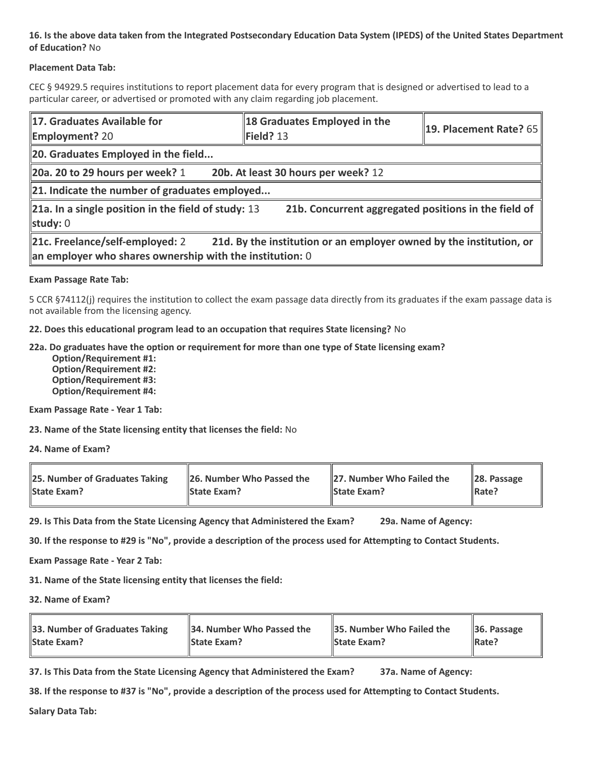**16. Is the above data taken from the Integrated Postsecondary Education Data System (IPEDS) of the United States Department of Education?** No

**Placement Data Tab:**

CEC § 94929.5 requires institutions to report placement data for every program that is designed or advertised to lead to a particular career, or advertised or promoted with any claim regarding job placement.

| **17. Graduates Available for Employment?** 20 | **18 Graduates Employed in the Field?** 13 | **19. Placement Rate?** 65 |
|---|---|---|
| **20. Graduates Employed in the field...** | | |
| **20a. 20 to 29 hours per week?** 1 **20b. At least 30 hours per week?** 12 | | |
| **21. Indicate the number of graduates employed...** | | |
| **21a. In a single position in the field of study:** 13 **21b. Concurrent aggregated positions in the field of study:** 0 | | |
| **21c. Freelance/self-employed:** 2 **21d. By the institution or an employer owned by the institution, or an employer who shares ownership with the institution:** 0 | | |

**Exam Passage Rate Tab:**

5 CCR §74112(j) requires the institution to collect the exam passage data directly from its graduates if the exam passage data is not available from the licensing agency.

**22. Does this educational program lead to an occupation that requires State licensing?** No

**22a. Do graduates have the option or requirement for more than one type of State licensing exam?**
- **Option/Requirement #1:**
- **Option/Requirement #2:**
- **Option/Requirement #3:**
- **Option/Requirement #4:**

**Exam Passage Rate - Year 1 Tab:**

**23. Name of the State licensing entity that licenses the field:** No

**24. Name of Exam?**

| **25. Number of Graduates Taking State Exam?** | **26. Number Who Passed the State Exam?** | **27. Number Who Failed the State Exam?** | **28. Passage Rate?** |
|---|---|---|---|

**29. Is This Data from the State Licensing Agency that Administered the Exam?** **29a. Name of Agency:**

**30. If the response to #29 is "No", provide a description of the process used for Attempting to Contact Students.**

**Exam Passage Rate - Year 2 Tab:**

**31. Name of the State licensing entity that licenses the field:**

**32. Name of Exam?**

| **33. Number of Graduates Taking State Exam?** | **34. Number Who Passed the State Exam?** | **35. Number Who Failed the State Exam?** | **36. Passage Rate?** |
|---|---|---|---|

**37. Is This Data from the State Licensing Agency that Administered the Exam?** **37a. Name of Agency:**

**38. If the response to #37 is "No", provide a description of the process used for Attempting to Contact Students.**

**Salary Data Tab:**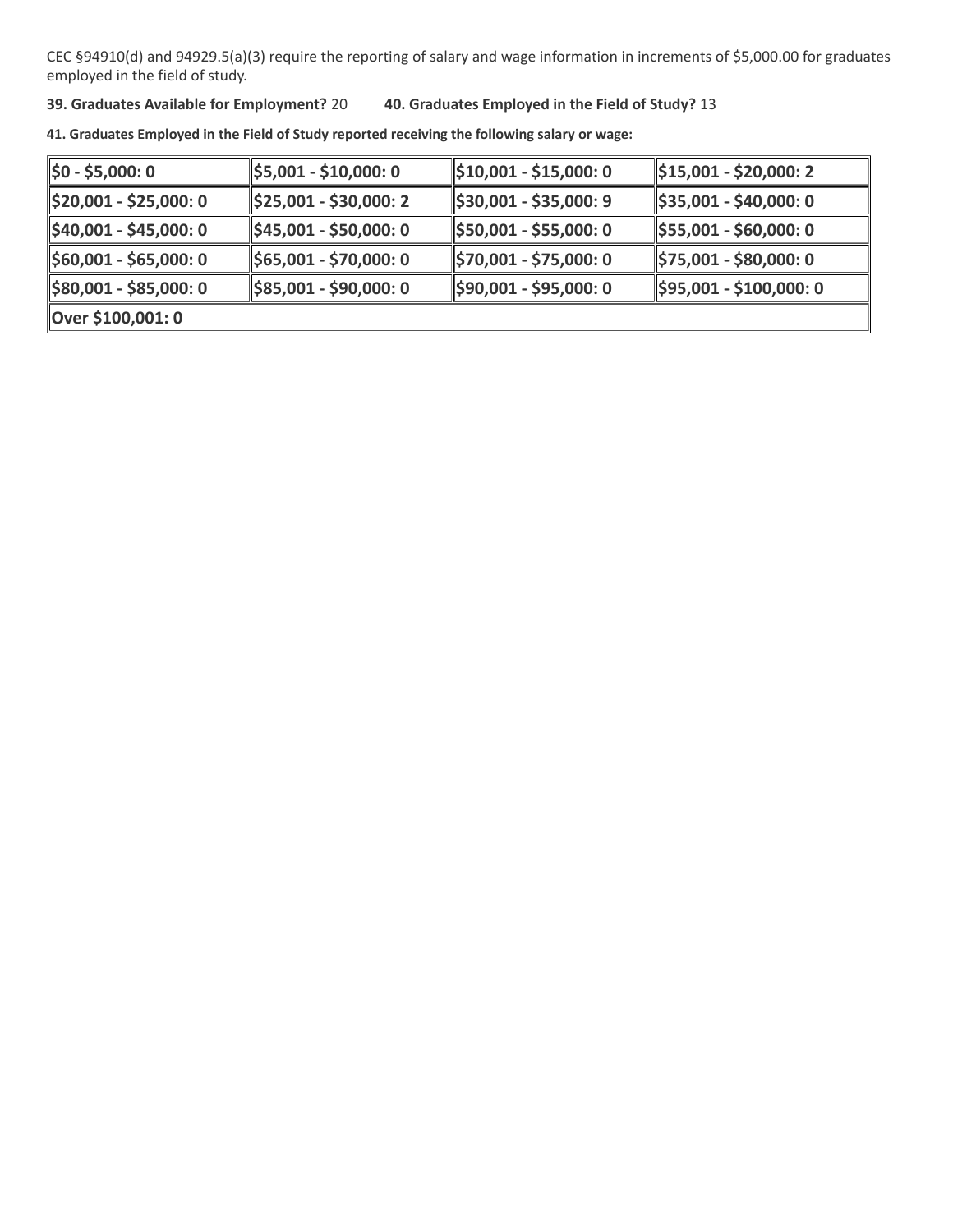CEC §94910(d) and 94929.5(a)(3) require the reporting of salary and wage information in increments of $5,000.00 for graduates employed in the field of study.

**39. Graduates Available for Employment?** 20 **40. Graduates Employed in the Field of Study?** 13

**41. Graduates Employed in the Field of Study reported receiving the following salary or wage:**

| | | | |
|---|---|---|---|
| **$0 - $5,000: 0** | **$5,001 - $10,000: 0** | **$10,001 - $15,000: 0** | **$15,001 - $20,000: 2** |
| **$20,001 - $25,000: 0** | **$25,001 - $30,000: 2** | **$30,001 - $35,000: 9** | **$35,001 - $40,000: 0** |
| **$40,001 - $45,000: 0** | **$45,001 - $50,000: 0** | **$50,001 - $55,000: 0** | **$55,001 - $60,000: 0** |
| **$60,001 - $65,000: 0** | **$65,001 - $70,000: 0** | **$70,001 - $75,000: 0** | **$75,001 - $80,000: 0** |
| **$80,001 - $85,000: 0** | **$85,001 - $90,000: 0** | **$90,001 - $95,000: 0** | **$95,001 - $100,000: 0** |
| **Over $100,001: 0** | | | |